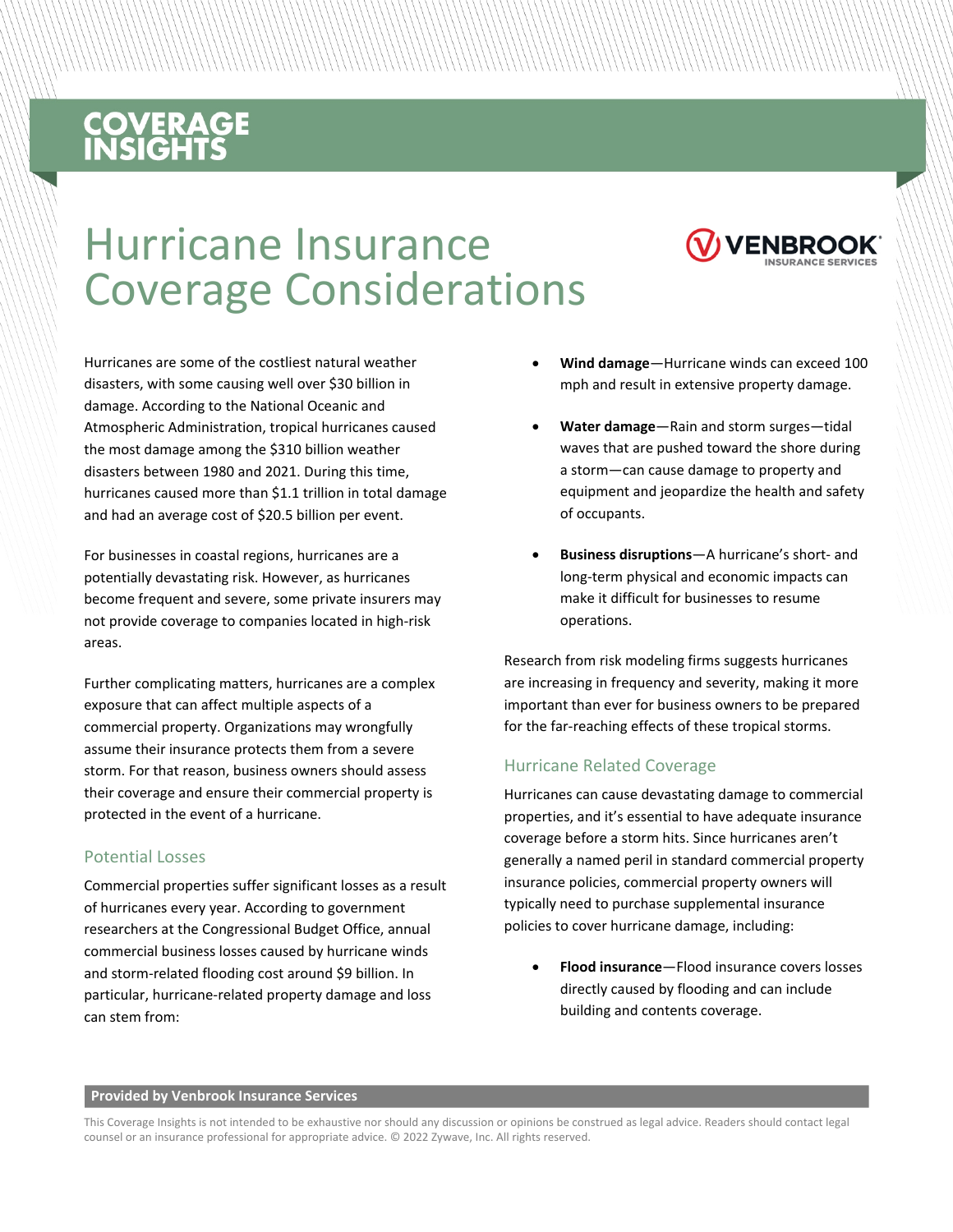# COVERAGE INSIGHTS

# Hurricane Insurance Coverage Considerations

Hurricanes are some of the costliest natural weather disasters, with some causing well over $30 billion in damage. According to the National Oceanic and Atmospheric Administration, tropical hurricanes caused the most damage among the $310 billion weather disasters between 1980 and 2021. During this time, hurricanes caused more than $1.1 trillion in total damage and had an average cost of $20.5 billion per event.

For businesses in coastal regions, hurricanes are a potentially devastating risk. However, as hurricanes become frequent and severe, some private insurers may not provide coverage to companies located in high-risk areas.

Further complicating matters, hurricanes are a complex exposure that can affect multiple aspects of a commercial property. Organizations may wrongfully assume their insurance protects them from a severe storm. For that reason, business owners should assess their coverage and ensure their commercial property is protected in the event of a hurricane.

## Potential Losses

Commercial properties suffer significant losses as a result of hurricanes every year. According to government researchers at the Congressional Budget Office, annual commercial business losses caused by hurricane winds and storm-related flooding cost around $9 billion. In particular, hurricane-related property damage and loss can stem from:

- **Wind damage**—Hurricane winds can exceed 100 mph and result in extensive property damage.
- **Water damage**—Rain and storm surges—tidal waves that are pushed toward the shore during a storm—can cause damage to property and equipment and jeopardize the health and safety of occupants.
- **Business disruptions**—A hurricane's short- and long-term physical and economic impacts can make it difficult for businesses to resume operations.

Research from risk modeling firms suggests hurricanes are increasing in frequency and severity, making it more important than ever for business owners to be prepared for the far-reaching effects of these tropical storms.

## Hurricane Related Coverage

Hurricanes can cause devastating damage to commercial properties, and it's essential to have adequate insurance coverage before a storm hits. Since hurricanes aren't generally a named peril in standard commercial property insurance policies, commercial property owners will typically need to purchase supplemental insurance policies to cover hurricane damage, including:

- **Flood insurance**—Flood insurance covers losses directly caused by flooding and can include building and contents coverage.

**Provided by Venbrook Insurance Services**

This Coverage Insights is not intended to be exhaustive nor should any discussion or opinions be construed as legal advice. Readers should contact legal counsel or an insurance professional for appropriate advice. © 2022 Zywave, Inc. All rights reserved.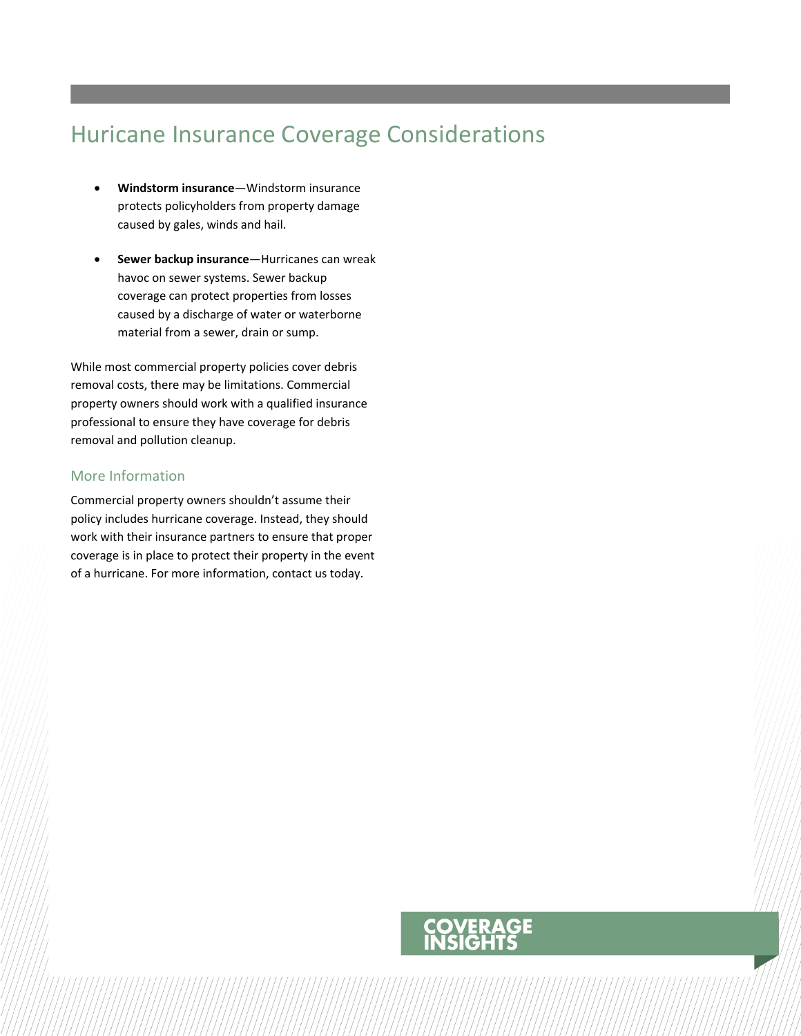# Huricane Insurance Coverage Considerations

- **Windstorm insurance**—Windstorm insurance protects policyholders from property damage caused by gales, winds and hail.
- **Sewer backup insurance**—Hurricanes can wreak havoc on sewer systems. Sewer backup coverage can protect properties from losses caused by a discharge of water or waterborne material from a sewer, drain or sump.

While most commercial property policies cover debris removal costs, there may be limitations. Commercial property owners should work with a qualified insurance professional to ensure they have coverage for debris removal and pollution cleanup.

## More Information

Commercial property owners shouldn't assume their policy includes hurricane coverage. Instead, they should work with their insurance partners to ensure that proper coverage is in place to protect their property in the event of a hurricane. For more information, contact us today.